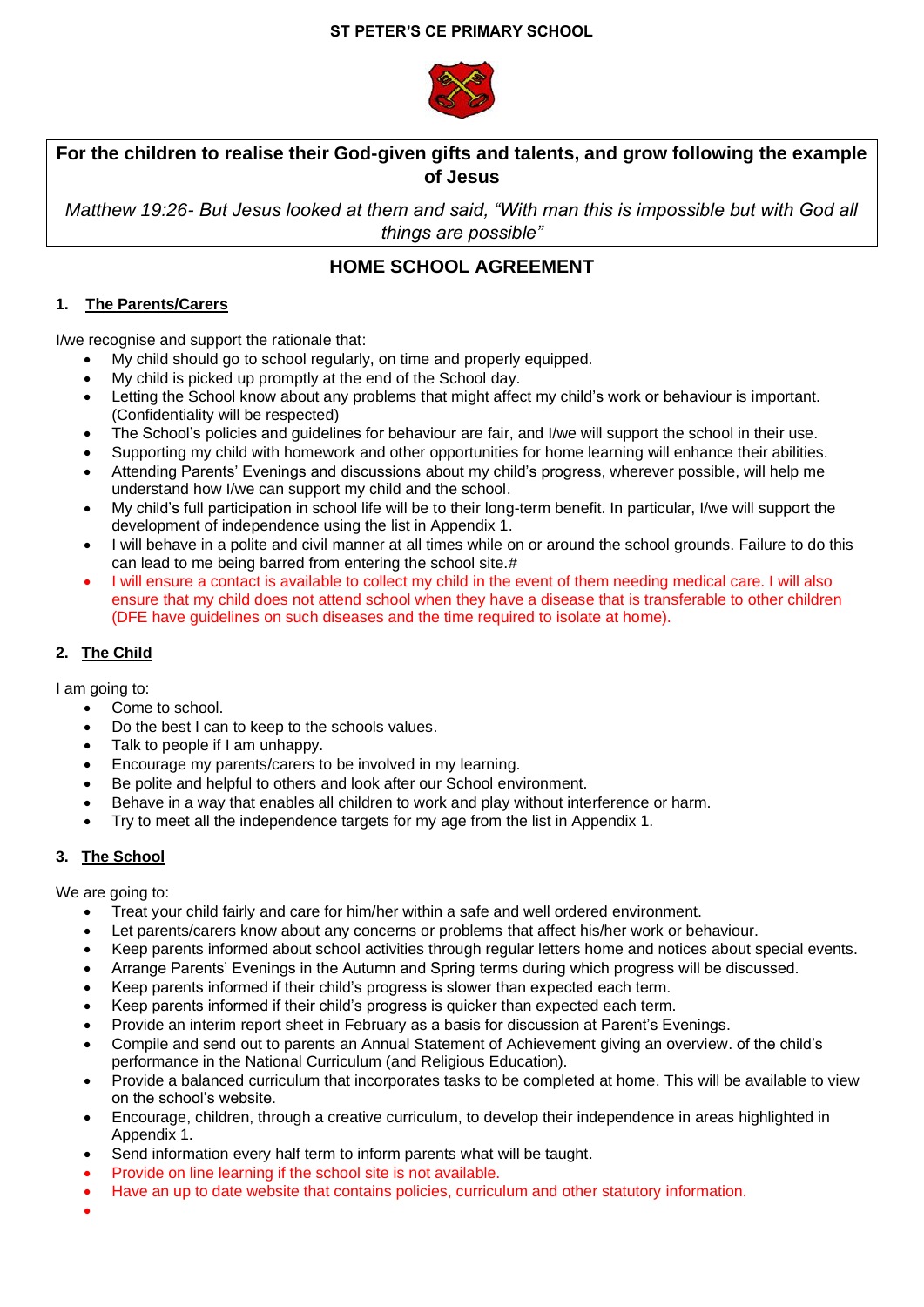**ST PETER'S CE PRIMARY SCHOOL**

**For the children to realise their God-given gifts and talents, and grow following the example of Jesus**

*Matthew 19:26- But Jesus looked at them and said, "With man this is impossible but with God all things are possible"*

# HOME SCHOOL AGREEMENT

## 1. The Parents/Carers

I/we recognise and support the rationale that:

- My child should go to school regularly, on time and properly equipped.
- My child is picked up promptly at the end of the School day.
- Letting the School know about any problems that might affect my child's work or behaviour is important. (Confidentiality will be respected)
- The School's policies and guidelines for behaviour are fair, and I/we will support the school in their use.
- Supporting my child with homework and other opportunities for home learning will enhance their abilities.
- Attending Parents' Evenings and discussions about my child's progress, wherever possible, will help me understand how I/we can support my child and the school.
- My child's full participation in school life will be to their long-term benefit. In particular, I/we will support the development of independence using the list in Appendix 1.
- I will behave in a polite and civil manner at all times while on or around the school grounds. Failure to do this can lead to me being barred from entering the school site.#
- I will ensure a contact is available to collect my child in the event of them needing medical care. I will also ensure that my child does not attend school when they have a disease that is transferable to other children (DFE have guidelines on such diseases and the time required to isolate at home).

## 2. The Child

I am going to:

- Come to school.
- Do the best I can to keep to the schools values.
- Talk to people if I am unhappy.
- Encourage my parents/carers to be involved in my learning.
- Be polite and helpful to others and look after our School environment.
- Behave in a way that enables all children to work and play without interference or harm.
- Try to meet all the independence targets for my age from the list in Appendix 1.

## 3. The School

We are going to:

- Treat your child fairly and care for him/her within a safe and well ordered environment.
- Let parents/carers know about any concerns or problems that affect his/her work or behaviour.
- Keep parents informed about school activities through regular letters home and notices about special events.
- Arrange Parents' Evenings in the Autumn and Spring terms during which progress will be discussed.
- Keep parents informed if their child's progress is slower than expected each term.
- Keep parents informed if their child's progress is quicker than expected each term.
- Provide an interim report sheet in February as a basis for discussion at Parent's Evenings.
- Compile and send out to parents an Annual Statement of Achievement giving an overview. of the child's performance in the National Curriculum (and Religious Education).
- Provide a balanced curriculum that incorporates tasks to be completed at home. This will be available to view on the school's website.
- Encourage, children, through a creative curriculum, to develop their independence in areas highlighted in Appendix 1.
- Send information every half term to inform parents what will be taught.
- Provide on line learning if the school site is not available.
- Have an up to date website that contains policies, curriculum and other statutory information.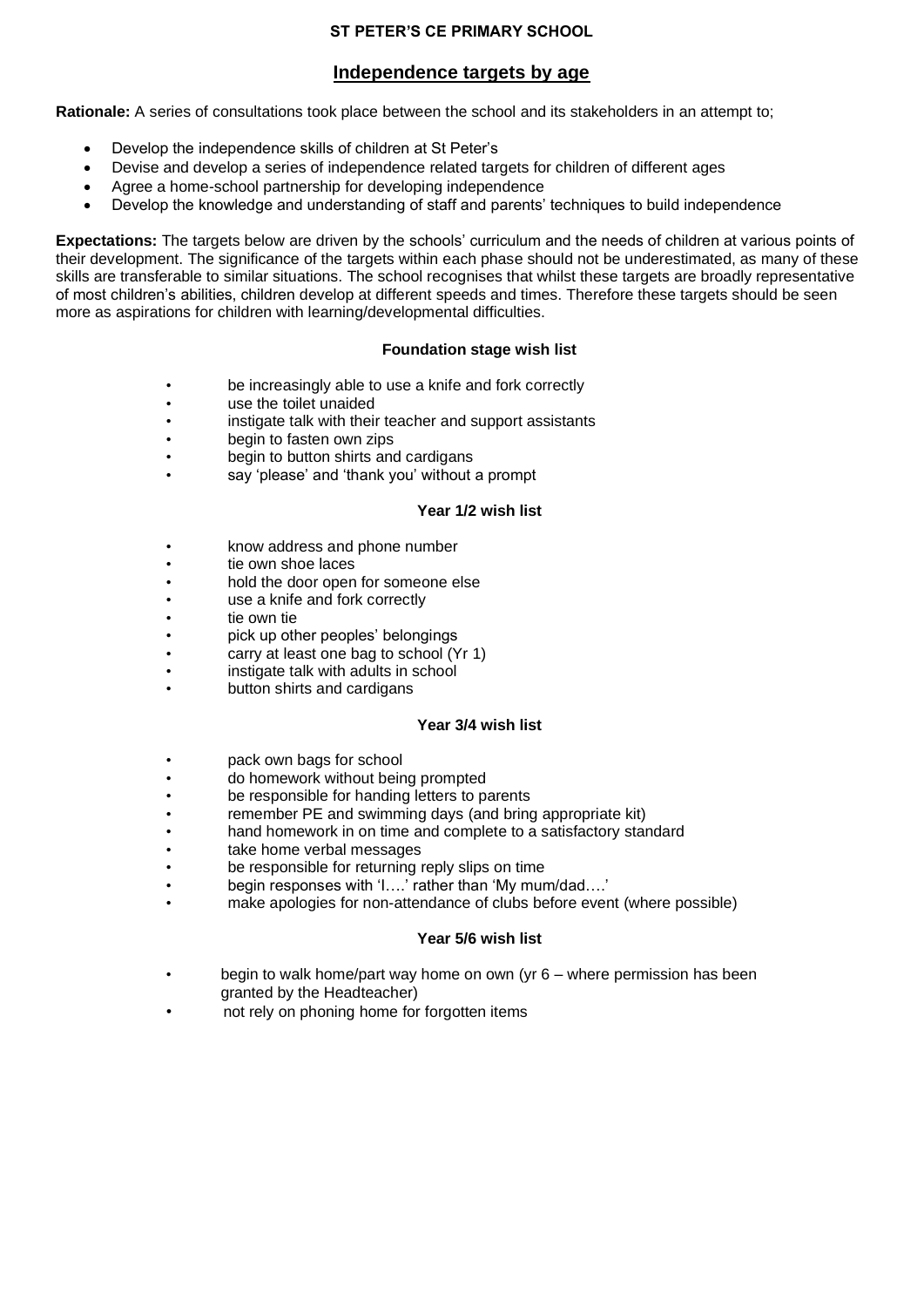**ST PETER'S CE PRIMARY SCHOOL**

## Independence targets by age

**Rationale:** A series of consultations took place between the school and its stakeholders in an attempt to;

- Develop the independence skills of children at St Peter's
- Devise and develop a series of independence related targets for children of different ages
- Agree a home-school partnership for developing independence
- Develop the knowledge and understanding of staff and parents' techniques to build independence

**Expectations:** The targets below are driven by the schools' curriculum and the needs of children at various points of their development. The significance of the targets within each phase should not be underestimated, as many of these skills are transferable to similar situations. The school recognises that whilst these targets are broadly representative of most children's abilities, children develop at different speeds and times. Therefore these targets should be seen more as aspirations for children with learning/developmental difficulties.

### Foundation stage wish list

- be increasingly able to use a knife and fork correctly
- use the toilet unaided
- instigate talk with their teacher and support assistants
- begin to fasten own zips
- begin to button shirts and cardigans
- say 'please' and 'thank you' without a prompt

### Year 1/2 wish list

- know address and phone number
- tie own shoe laces
- hold the door open for someone else
- use a knife and fork correctly
- tie own tie
- pick up other peoples' belongings
- carry at least one bag to school (Yr 1)
- instigate talk with adults in school
- button shirts and cardigans

### Year 3/4 wish list

- pack own bags for school
- do homework without being prompted
- be responsible for handing letters to parents
- remember PE and swimming days (and bring appropriate kit)
- hand homework in on time and complete to a satisfactory standard
- take home verbal messages
- be responsible for returning reply slips on time
- begin responses with 'I….' rather than 'My mum/dad….'
- make apologies for non-attendance of clubs before event (where possible)

### Year 5/6 wish list

- begin to walk home/part way home on own (yr 6 – where permission has been granted by the Headteacher)
- not rely on phoning home for forgotten items